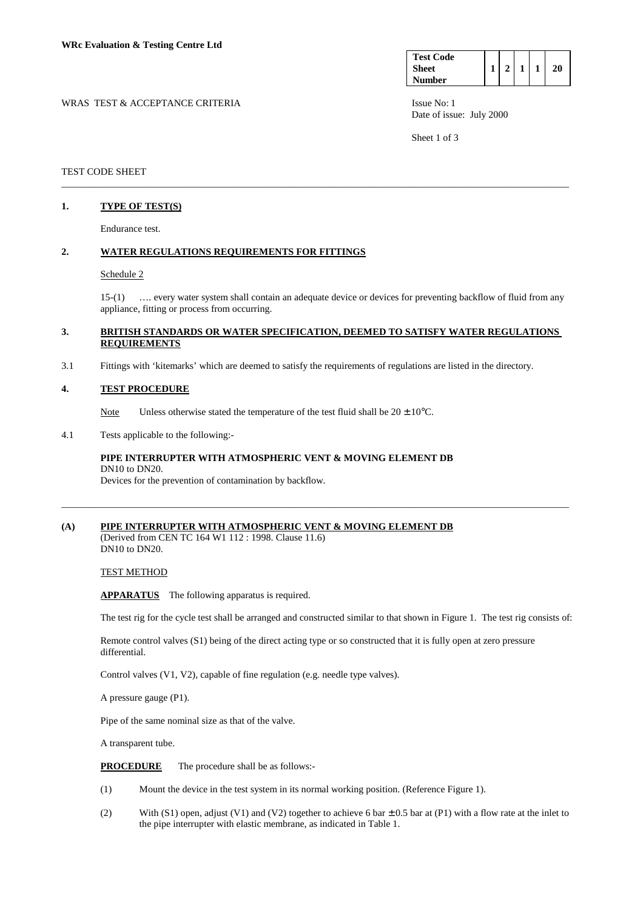**WRc Evaluation & Testing Centre Ltd**

| Test Code Sheet Number | 1 | 2 | 1 | 1 | 20 |
|---|---|---|---|---|---|

WRAS TEST & ACCEPTANCE CRITERIA

Issue No: 1
Date of issue: July 2000

TEST CODE SHEET

---

## 1. TYPE OF TEST(S)

Endurance test.

## 2. WATER REGULATIONS REQUIREMENTS FOR FITTINGS

Schedule 2

15-(1) …. every water system shall contain an adequate device or devices for preventing backflow of fluid from any appliance, fitting or process from occurring.

## 3. BRITISH STANDARDS OR WATER SPECIFICATION, DEEMED TO SATISFY WATER REGULATIONS REQUIREMENTS

3.1 Fittings with 'kitemarks' which are deemed to satisfy the requirements of regulations are listed in the directory.

## 4. TEST PROCEDURE

Note Unless otherwise stated the temperature of the test fluid shall be $20 \pm 10°C$.

4.1 Tests applicable to the following:-

**PIPE INTERRUPTER WITH ATMOSPHERIC VENT & MOVING ELEMENT DB**
DN10 to DN20.
Devices for the prevention of contamination by backflow.

---

## (A) PIPE INTERRUPTER WITH ATMOSPHERIC VENT & MOVING ELEMENT DB

(Derived from CEN TC 164 W1 112 : 1998. Clause 11.6)
DN10 to DN20.

TEST METHOD

**APPARATUS** The following apparatus is required.

The test rig for the cycle test shall be arranged and constructed similar to that shown in Figure 1. The test rig consists of:

Remote control valves (S1) being of the direct acting type or so constructed that it is fully open at zero pressure differential.

Control valves (V1, V2), capable of fine regulation (e.g. needle type valves).

A pressure gauge (P1).

Pipe of the same nominal size as that of the valve.

A transparent tube.

**PROCEDURE** The procedure shall be as follows:-

(1) Mount the device in the test system in its normal working position. (Reference Figure 1).

(2) With (S1) open, adjust (V1) and (V2) together to achieve 6 bar $\pm$ 0.5 bar at (P1) with a flow rate at the inlet to the pipe interrupter with elastic membrane, as indicated in Table 1.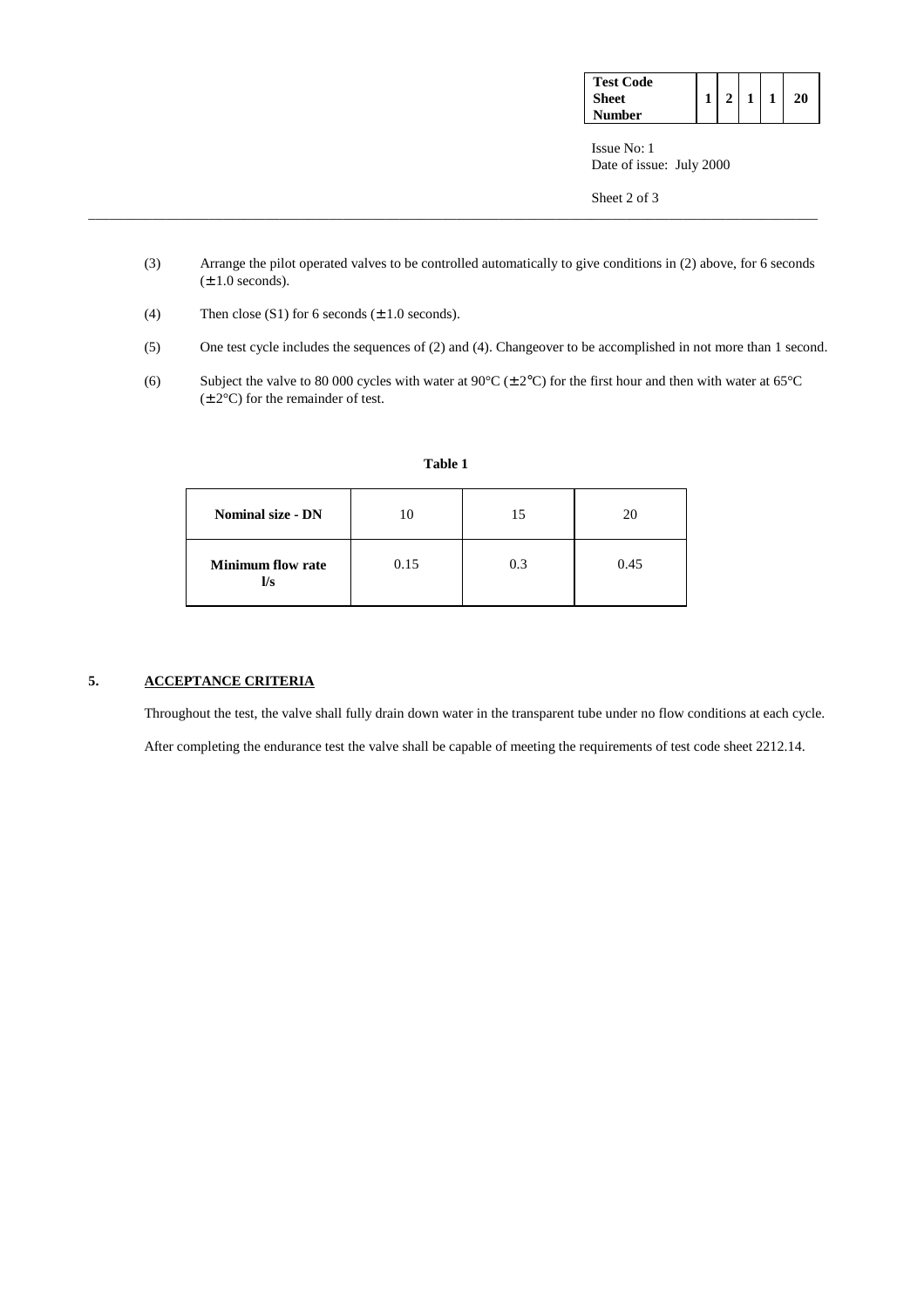(3) Arrange the pilot operated valves to be controlled automatically to give conditions in (2) above, for 6 seconds (± 1.0 seconds).

(4) Then close (S1) for 6 seconds (± 1.0 seconds).

(5) One test cycle includes the sequences of (2) and (4). Changeover to be accomplished in not more than 1 second.

(6) Subject the valve to 80 000 cycles with water at 90°C (± 2°C) for the first hour and then with water at 65°C (± 2°C) for the remainder of test.

**Table 1**

| **Nominal size - DN** | 10 | 15 | 20 |
|---|---|---|---|
| **Minimum flow rate l/s** | 0.15 | 0.3 | 0.45 |

## 5. ACCEPTANCE CRITERIA

Throughout the test, the valve shall fully drain down water in the transparent tube under no flow conditions at each cycle.

After completing the endurance test the valve shall be capable of meeting the requirements of test code sheet 2212.14.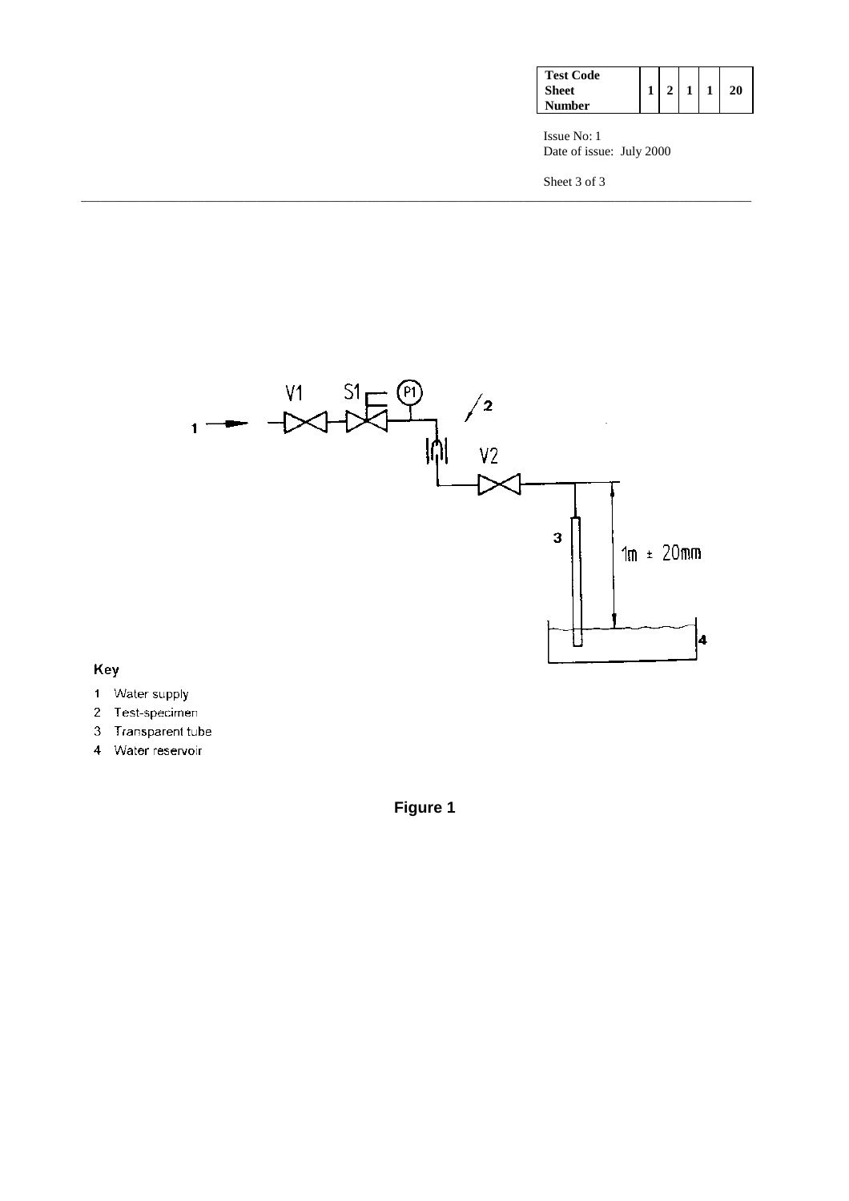V1

S1

P1

2

1

V2

3

1m ± 20mm

4

**Key**

1 Water supply
2 Test-specimen
3 Transparent tube
4 Water reservoir

**Figure 1**